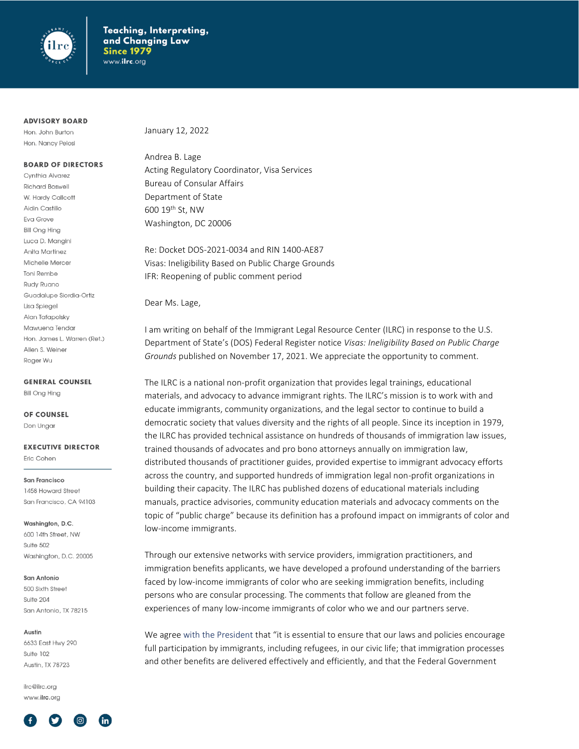Teaching, Interpreting, and Changing Law
Since 1979
www.ilrc.org

**ADVISORY BOARD**
Hon. John Burton
Hon. Nancy Pelosi

**BOARD OF DIRECTORS**
Cynthia Alvarez
Richard Boswell
W. Hardy Callcott
Aidin Castillo
Eva Grove
Bill Ong Hing
Luca D. Mangini
Anita Martinez
Michelle Mercer
Toni Rembe
Rudy Ruano
Guadalupe Siordia-Ortiz
Lisa Spiegel
Alan Tafapolsky
Mawuena Tendar
Hon. James L. Warren (Ret.)
Allen S. Weiner
Roger Wu

**GENERAL COUNSEL**
Bill Ong Hing

**OF COUNSEL**
Don Ungar

**EXECUTIVE DIRECTOR**
Eric Cohen

**San Francisco**
1458 Howard Street
San Francisco, CA 94103

**Washington, D.C.**
600 14th Street, NW
Suite 502
Washington, D.C. 20005

**San Antonio**
500 Sixth Street
Suite 204
San Antonio, TX 78215

**Austin**
6633 East Hwy 290
Suite 102
Austin, TX 78723

ilrc@ilrc.org
www.ilrc.org

January 12, 2022

Andrea B. Lage
Acting Regulatory Coordinator, Visa Services
Bureau of Consular Affairs
Department of State
600 19th St, NW
Washington, DC 20006

Re: Docket DOS-2021-0034 and RIN 1400-AE87
Visas: Ineligibility Based on Public Charge Grounds
IFR: Reopening of public comment period

Dear Ms. Lage,

I am writing on behalf of the Immigrant Legal Resource Center (ILRC) in response to the U.S. Department of State's (DOS) Federal Register notice *Visas: Ineligibility Based on Public Charge Grounds* published on November 17, 2021. We appreciate the opportunity to comment.

The ILRC is a national non-profit organization that provides legal trainings, educational materials, and advocacy to advance immigrant rights. The ILRC's mission is to work with and educate immigrants, community organizations, and the legal sector to continue to build a democratic society that values diversity and the rights of all people. Since its inception in 1979, the ILRC has provided technical assistance on hundreds of thousands of immigration law issues, trained thousands of advocates and pro bono attorneys annually on immigration law, distributed thousands of practitioner guides, provided expertise to immigrant advocacy efforts across the country, and supported hundreds of immigration legal non-profit organizations in building their capacity. The ILRC has published dozens of educational materials including manuals, practice advisories, community education materials and advocacy comments on the topic of "public charge" because its definition has a profound impact on immigrants of color and low-income immigrants.

Through our extensive networks with service providers, immigration practitioners, and immigration benefits applicants, we have developed a profound understanding of the barriers faced by low-income immigrants of color who are seeking immigration benefits, including persons who are consular processing. The comments that follow are gleaned from the experiences of many low-income immigrants of color who we and our partners serve.

We agree with the President that "it is essential to ensure that our laws and policies encourage full participation by immigrants, including refugees, in our civic life; that immigration processes and other benefits are delivered effectively and efficiently, and that the Federal Government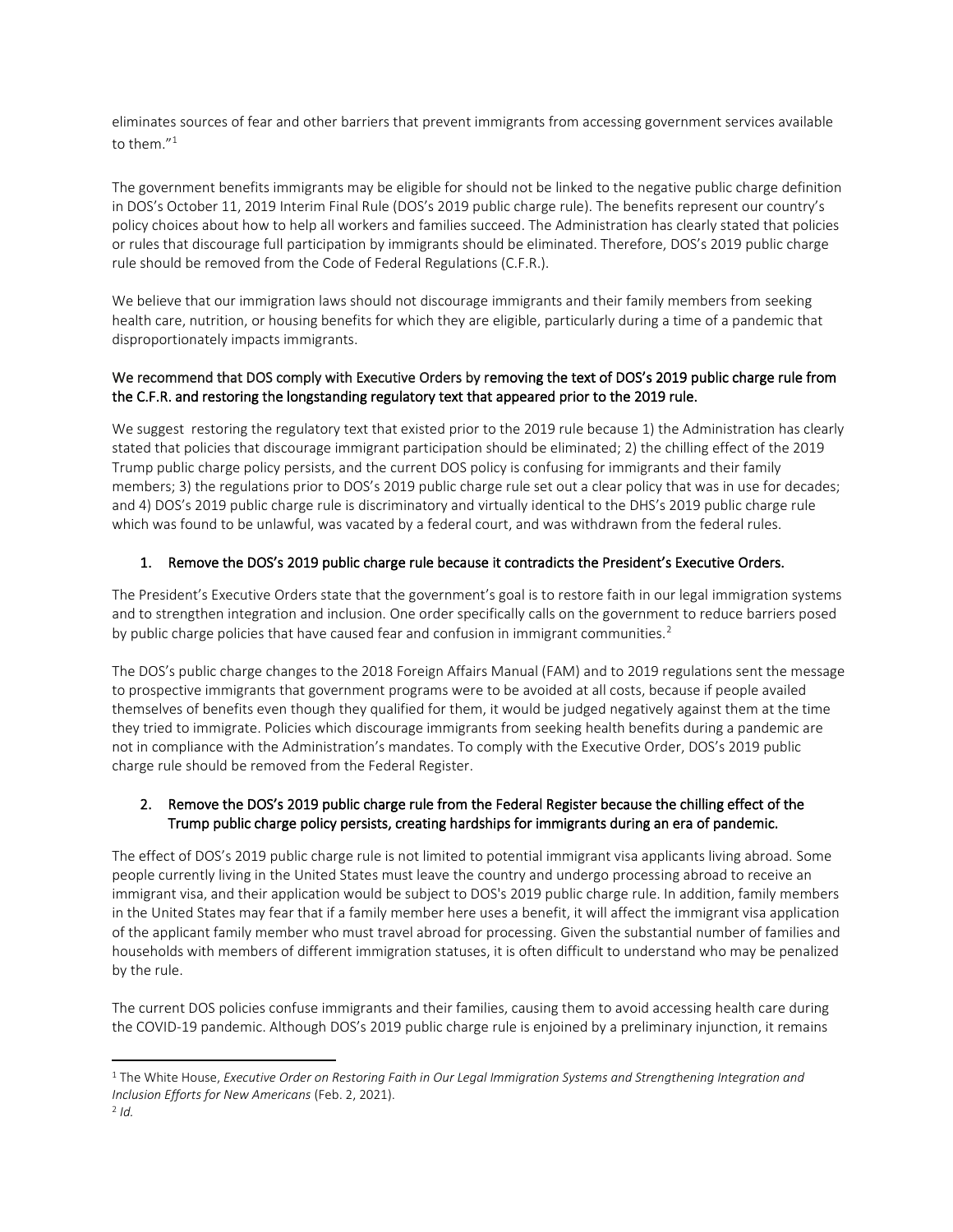eliminates sources of fear and other barriers that prevent immigrants from accessing government services available to them."[1]

The government benefits immigrants may be eligible for should not be linked to the negative public charge definition in DOS's October 11, 2019 Interim Final Rule (DOS's 2019 public charge rule). The benefits represent our country's policy choices about how to help all workers and families succeed. The Administration has clearly stated that policies or rules that discourage full participation by immigrants should be eliminated. Therefore, DOS's 2019 public charge rule should be removed from the Code of Federal Regulations (C.F.R.).

We believe that our immigration laws should not discourage immigrants and their family members from seeking health care, nutrition, or housing benefits for which they are eligible, particularly during a time of a pandemic that disproportionately impacts immigrants.

### We recommend that DOS comply with Executive Orders by removing the text of DOS's 2019 public charge rule from the C.F.R. and restoring the longstanding regulatory text that appeared prior to the 2019 rule.

We suggest restoring the regulatory text that existed prior to the 2019 rule because 1) the Administration has clearly stated that policies that discourage immigrant participation should be eliminated; 2) the chilling effect of the 2019 Trump public charge policy persists, and the current DOS policy is confusing for immigrants and their family members; 3) the regulations prior to DOS's 2019 public charge rule set out a clear policy that was in use for decades; and 4) DOS's 2019 public charge rule is discriminatory and virtually identical to the DHS's 2019 public charge rule which was found to be unlawful, was vacated by a federal court, and was withdrawn from the federal rules.

#### 1. Remove the DOS's 2019 public charge rule because it contradicts the President's Executive Orders.

The President's Executive Orders state that the government's goal is to restore faith in our legal immigration systems and to strengthen integration and inclusion. One order specifically calls on the government to reduce barriers posed by public charge policies that have caused fear and confusion in immigrant communities.[2]

The DOS's public charge changes to the 2018 Foreign Affairs Manual (FAM) and to 2019 regulations sent the message to prospective immigrants that government programs were to be avoided at all costs, because if people availed themselves of benefits even though they qualified for them, it would be judged negatively against them at the time they tried to immigrate. Policies which discourage immigrants from seeking health benefits during a pandemic are not in compliance with the Administration's mandates. To comply with the Executive Order, DOS's 2019 public charge rule should be removed from the Federal Register.

#### 2. Remove the DOS's 2019 public charge rule from the Federal Register because the chilling effect of the Trump public charge policy persists, creating hardships for immigrants during an era of pandemic.

The effect of DOS's 2019 public charge rule is not limited to potential immigrant visa applicants living abroad. Some people currently living in the United States must leave the country and undergo processing abroad to receive an immigrant visa, and their application would be subject to DOS's 2019 public charge rule. In addition, family members in the United States may fear that if a family member here uses a benefit, it will affect the immigrant visa application of the applicant family member who must travel abroad for processing. Given the substantial number of families and households with members of different immigration statuses, it is often difficult to understand who may be penalized by the rule.

The current DOS policies confuse immigrants and their families, causing them to avoid accessing health care during the COVID-19 pandemic. Although DOS's 2019 public charge rule is enjoined by a preliminary injunction, it remains

---

[1] The White House, *Executive Order on Restoring Faith in Our Legal Immigration Systems and Strengthening Integration and Inclusion Efforts for New Americans* (Feb. 2, 2021).

[2] *Id.*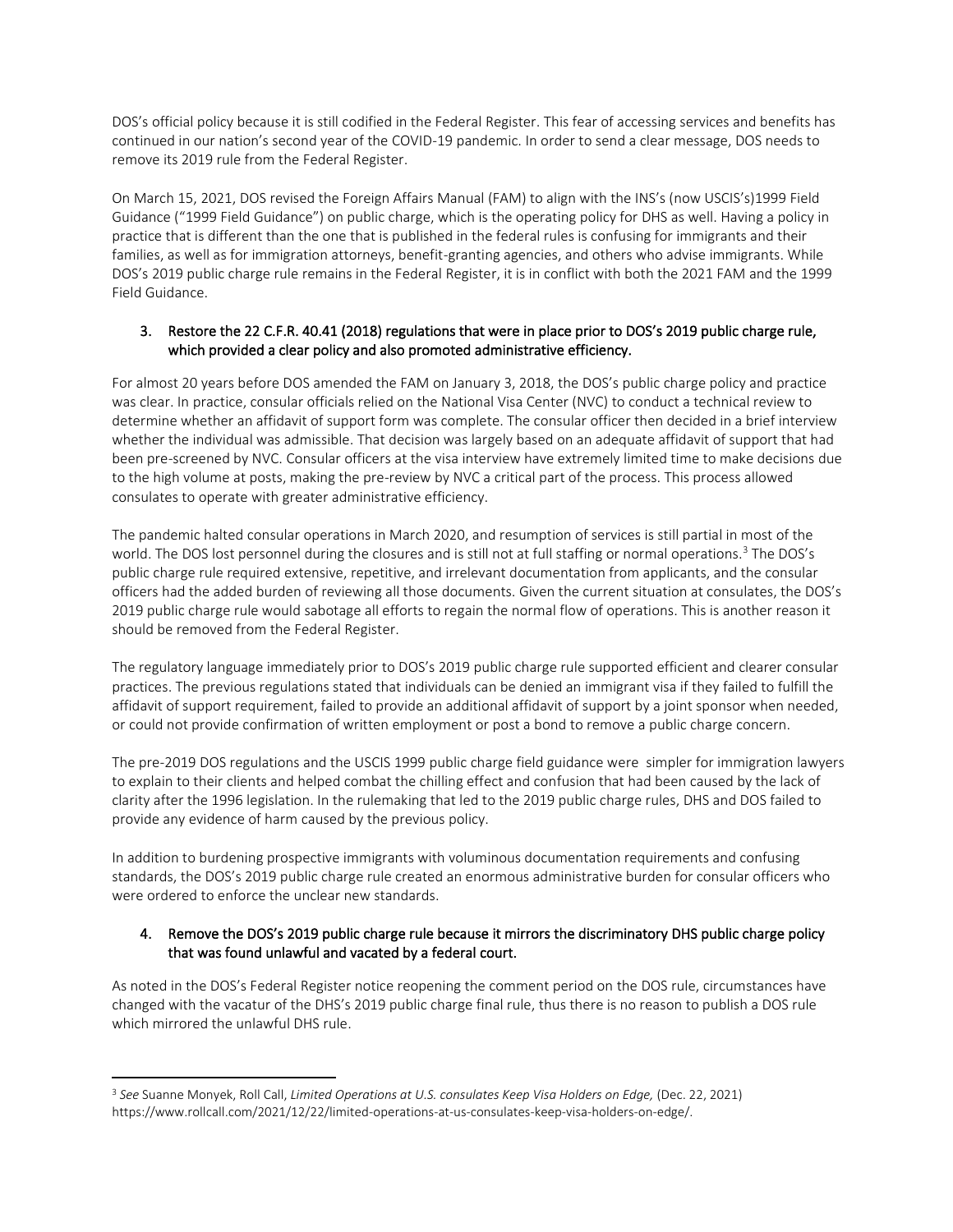DOS's official policy because it is still codified in the Federal Register. This fear of accessing services and benefits has continued in our nation's second year of the COVID-19 pandemic. In order to send a clear message, DOS needs to remove its 2019 rule from the Federal Register.

On March 15, 2021, DOS revised the Foreign Affairs Manual (FAM) to align with the INS's (now USCIS's)1999 Field Guidance ("1999 Field Guidance") on public charge, which is the operating policy for DHS as well. Having a policy in practice that is different than the one that is published in the federal rules is confusing for immigrants and their families, as well as for immigration attorneys, benefit-granting agencies, and others who advise immigrants. While DOS's 2019 public charge rule remains in the Federal Register, it is in conflict with both the 2021 FAM and the 1999 Field Guidance.

3. Restore the 22 C.F.R. 40.41 (2018) regulations that were in place prior to DOS's 2019 public charge rule, which provided a clear policy and also promoted administrative efficiency.

For almost 20 years before DOS amended the FAM on January 3, 2018, the DOS's public charge policy and practice was clear. In practice, consular officials relied on the National Visa Center (NVC) to conduct a technical review to determine whether an affidavit of support form was complete. The consular officer then decided in a brief interview whether the individual was admissible. That decision was largely based on an adequate affidavit of support that had been pre-screened by NVC. Consular officers at the visa interview have extremely limited time to make decisions due to the high volume at posts, making the pre-review by NVC a critical part of the process. This process allowed consulates to operate with greater administrative efficiency.

The pandemic halted consular operations in March 2020, and resumption of services is still partial in most of the world. The DOS lost personnel during the closures and is still not at full staffing or normal operations.[3] The DOS's public charge rule required extensive, repetitive, and irrelevant documentation from applicants, and the consular officers had the added burden of reviewing all those documents. Given the current situation at consulates, the DOS's 2019 public charge rule would sabotage all efforts to regain the normal flow of operations. This is another reason it should be removed from the Federal Register.

The regulatory language immediately prior to DOS's 2019 public charge rule supported efficient and clearer consular practices. The previous regulations stated that individuals can be denied an immigrant visa if they failed to fulfill the affidavit of support requirement, failed to provide an additional affidavit of support by a joint sponsor when needed, or could not provide confirmation of written employment or post a bond to remove a public charge concern.

The pre-2019 DOS regulations and the USCIS 1999 public charge field guidance were simpler for immigration lawyers to explain to their clients and helped combat the chilling effect and confusion that had been caused by the lack of clarity after the 1996 legislation. In the rulemaking that led to the 2019 public charge rules, DHS and DOS failed to provide any evidence of harm caused by the previous policy.

In addition to burdening prospective immigrants with voluminous documentation requirements and confusing standards, the DOS's 2019 public charge rule created an enormous administrative burden for consular officers who were ordered to enforce the unclear new standards.

4. Remove the DOS's 2019 public charge rule because it mirrors the discriminatory DHS public charge policy that was found unlawful and vacated by a federal court.

As noted in the DOS's Federal Register notice reopening the comment period on the DOS rule, circumstances have changed with the vacatur of the DHS's 2019 public charge final rule, thus there is no reason to publish a DOS rule which mirrored the unlawful DHS rule.

---

[3] *See* Suanne Monyek, Roll Call, *Limited Operations at U.S. consulates Keep Visa Holders on Edge,* (Dec. 22, 2021) https://www.rollcall.com/2021/12/22/limited-operations-at-us-consulates-keep-visa-holders-on-edge/.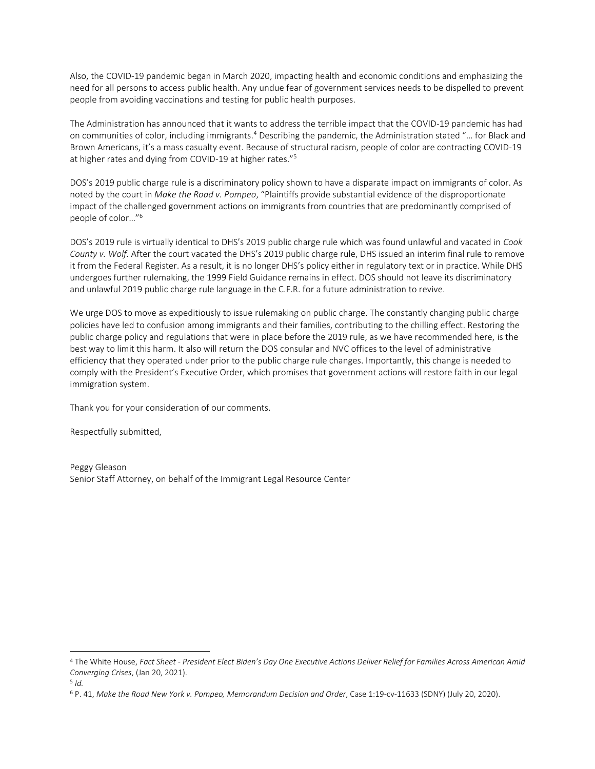Also, the COVID-19 pandemic began in March 2020, impacting health and economic conditions and emphasizing the need for all persons to access public health. Any undue fear of government services needs to be dispelled to prevent people from avoiding vaccinations and testing for public health purposes.

The Administration has announced that it wants to address the terrible impact that the COVID-19 pandemic has had on communities of color, including immigrants.[4] Describing the pandemic, the Administration stated "… for Black and Brown Americans, it's a mass casualty event. Because of structural racism, people of color are contracting COVID-19 at higher rates and dying from COVID-19 at higher rates."[5]

DOS's 2019 public charge rule is a discriminatory policy shown to have a disparate impact on immigrants of color. As noted by the court in *Make the Road v. Pompeo*, "Plaintiffs provide substantial evidence of the disproportionate impact of the challenged government actions on immigrants from countries that are predominantly comprised of people of color…"[6]

DOS's 2019 rule is virtually identical to DHS's 2019 public charge rule which was found unlawful and vacated in *Cook County v. Wolf.* After the court vacated the DHS's 2019 public charge rule, DHS issued an interim final rule to remove it from the Federal Register. As a result, it is no longer DHS's policy either in regulatory text or in practice. While DHS undergoes further rulemaking, the 1999 Field Guidance remains in effect. DOS should not leave its discriminatory and unlawful 2019 public charge rule language in the C.F.R. for a future administration to revive.

We urge DOS to move as expeditiously to issue rulemaking on public charge. The constantly changing public charge policies have led to confusion among immigrants and their families, contributing to the chilling effect. Restoring the public charge policy and regulations that were in place before the 2019 rule, as we have recommended here, is the best way to limit this harm. It also will return the DOS consular and NVC offices to the level of administrative efficiency that they operated under prior to the public charge rule changes. Importantly, this change is needed to comply with the President's Executive Order, which promises that government actions will restore faith in our legal immigration system.

Thank you for your consideration of our comments.

Respectfully submitted,

Peggy Gleason
Senior Staff Attorney, on behalf of the Immigrant Legal Resource Center

---

[4] The White House, *Fact Sheet - President Elect Biden's Day One Executive Actions Deliver Relief for Families Across American Amid Converging Crises*, (Jan 20, 2021).

[5] *Id.*

[6] P. 41, *Make the Road New York v. Pompeo, Memorandum Decision and Order*, Case 1:19-cv-11633 (SDNY) (July 20, 2020).